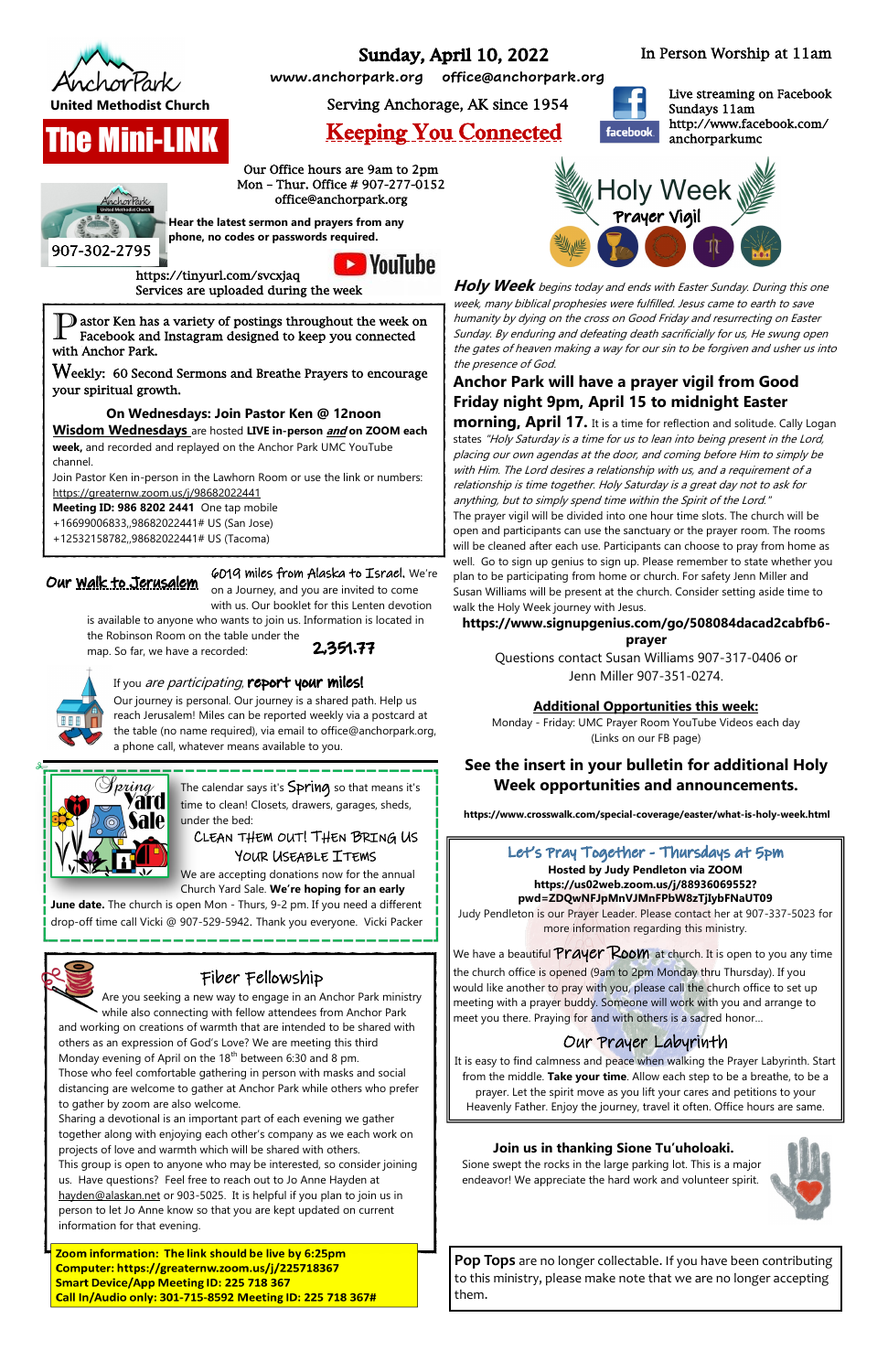Anchor Park United Methodist Church

# The Mini-LINK

## Sunday, April 10, 2022

www.anchorpark.org office@anchorpark.org

Serving Anchorage, AK since 1954

**Keeping You Connected**

In Person Worship at 11am

Live streaming on Facebook Sundays 11am http://www.facebook.com/anchorparkumc

Our Office hours are 9am to 2pm
Mon – Thur. Office # 907-277-0152
office@anchorpark.org

907-302-2795

**Hear the latest sermon and prayers from any phone, no codes or passwords required.**

https://tinyurl.com/svcxjaq
Services are uploaded during the week

Pastor Ken has a variety of postings throughout the week on Facebook and Instagram designed to keep you connected with Anchor Park.

Weekly: 60 Second Sermons and Breathe Prayers to encourage your spiritual growth.

**On Wednesdays: Join Pastor Ken @ 12noon**

**Wisdom Wednesdays** are hosted **LIVE in-person *and* on ZOOM each week,** and recorded and replayed on the Anchor Park UMC YouTube channel.

Join Pastor Ken in-person in the Lawhorn Room or use the link or numbers: https://greaternw.zoom.us/j/98682022441

**Meeting ID: 986 8202 2441** One tap mobile
+16699006833,,98682022441# US (San Jose)
+12532158782,,98682022441# US (Tacoma)

### Our Walk to Jerusalem

6019 miles from Alaska to Israel. We're on a Journey, and you are invited to come with us. Our booklet for this Lenten devotion is available to anyone who wants to join us. Information is located in the Robinson Room on the table under the map. So far, we have a recorded: **2,351.77**

If you *are participating*, **report your miles!**

Our journey is personal. Our journey is a shared path. Help us reach Jerusalem! Miles can be reported weekly via a postcard at the table (no name required), via email to office@anchorpark.org, a phone call, whatever means available to you.

### Spring Yard Sale

The calendar says it's Spring so that means it's time to clean! Closets, drawers, garages, sheds, under the bed:

CLEAN THEM OUT! THEN BRING US YOUR USEABLE ITEMS

We are accepting donations now for the annual Church Yard Sale. **We're hoping for an early June date.** The church is open Mon - Thurs, 9-2 pm. If you need a different drop-off time call Vicki @ 907-529-5942. Thank you everyone. Vicki Packer

### Fiber Fellowship

Are you seeking a new way to engage in an Anchor Park ministry while also connecting with fellow attendees from Anchor Park and working on creations of warmth that are intended to be shared with others as an expression of God's Love? We are meeting this third Monday evening of April on the 18th between 6:30 and 8 pm.

Those who feel comfortable gathering in person with masks and social distancing are welcome to gather at Anchor Park while others who prefer to gather by zoom are also welcome.

Sharing a devotional is an important part of each evening we gather together along with enjoying each other's company as we each work on projects of love and warmth which will be shared with others.

This group is open to anyone who may be interested, so consider joining us. Have questions? Feel free to reach out to Jo Anne Hayden at hayden@alaskan.net or 903-5025. It is helpful if you plan to join us in person to let Jo Anne know so that you are kept updated on current information for that evening.

**Zoom information: The link should be live by 6:25pm**
**Computer: https://greaternw.zoom.us/j/225718367**
**Smart Device/App Meeting ID: 225 718 367**
**Call In/Audio only: 301-715-8592 Meeting ID: 225 718 367#**

### Holy Week Prayer Vigil

***Holy Week*** *begins today and ends with Easter Sunday. During this one week, many biblical prophesies were fulfilled. Jesus came to earth to save humanity by dying on the cross on Good Friday and resurrecting on Easter Sunday. By enduring and defeating death sacrificially for us, He swung open the gates of heaven making a way for our sin to be forgiven and usher us into the presence of God.*

**Anchor Park will have a prayer vigil from Good Friday night 9pm, April 15 to midnight Easter morning, April 17.** It is a time for reflection and solitude. Cally Logan states *"Holy Saturday is a time for us to lean into being present in the Lord, placing our own agendas at the door, and coming before Him to simply be with Him. The Lord desires a relationship with us, and a requirement of a relationship is time together. Holy Saturday is a great day not to ask for anything, but to simply spend time within the Spirit of the Lord."*

The prayer vigil will be divided into one hour time slots. The church will be open and participants can use the sanctuary or the prayer room. The rooms will be cleaned after each use. Participants can choose to pray from home as well. Go to sign up genius to sign up. Please remember to state whether you plan to be participating from home or church. For safety Jenn Miller and Susan Williams will be present at the church. Consider setting aside time to walk the Holy Week journey with Jesus.

**https://www.signupgenius.com/go/508084dacad2cabfb6-prayer**

Questions contact Susan Williams 907-317-0406 or Jenn Miller 907-351-0274.

**Additional Opportunities this week:**

Monday - Friday: UMC Prayer Room YouTube Videos each day (Links on our FB page)

**See the insert in your bulletin for additional Holy Week opportunities and announcements.**

**https://www.crosswalk.com/special-coverage/easter/what-is-holy-week.html**

### Let's Pray Together - Thursdays at 5pm

**Hosted by Judy Pendleton via ZOOM**
**https://us02web.zoom.us/j/88936069552?pwd=ZDQwNFJpMnVJMnFPbW8zTjlybFNaUT09**

Judy Pendleton is our Prayer Leader. Please contact her at 907-337-5023 for more information regarding this ministry.

We have a beautiful Prayer Room at church. It is open to you any time the church office is opened (9am to 2pm Monday thru Thursday). If you would like another to pray with you, please call the church office to set up meeting with a prayer buddy. Someone will work with you and arrange to meet you there. Praying for and with others is a sacred honor…

### Our Prayer Labyrinth

It is easy to find calmness and peace when walking the Prayer Labyrinth. Start from the middle. **Take your time**. Allow each step to be a breathe, to be a prayer. Let the spirit move as you lift your cares and petitions to your Heavenly Father. Enjoy the journey, travel it often. Office hours are same.

**Join us in thanking Sione Tu'uholoaki.**

Sione swept the rocks in the large parking lot. This is a major endeavor! We appreciate the hard work and volunteer spirit.

**Pop Tops** are no longer collectable. If you have been contributing to this ministry, please make note that we are no longer accepting them.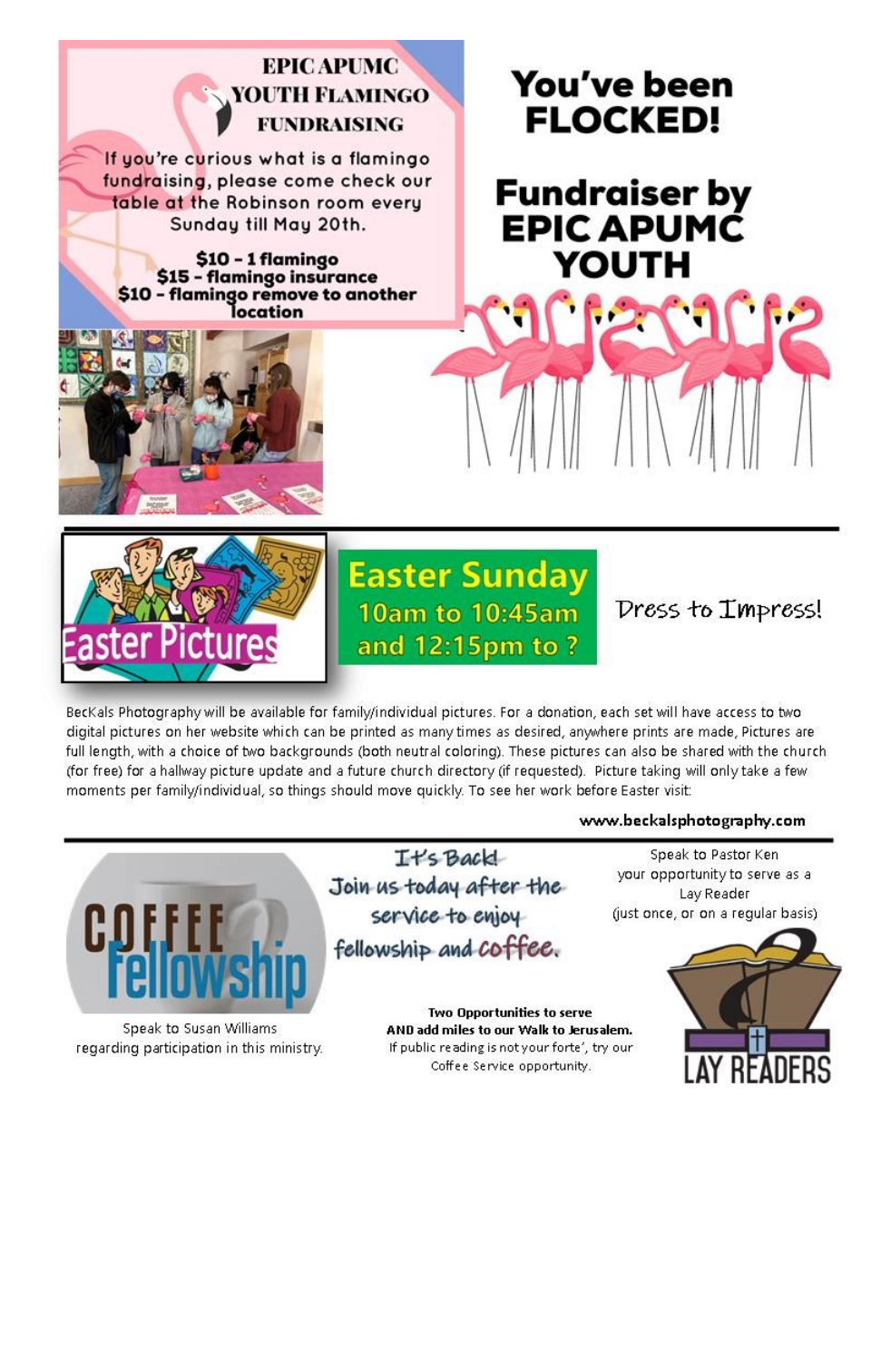## EPIC APUMC YOUTH FLAMINGO FUNDRAISING

If you're curious what is a flamingo fundraising, please come check our table at the Robinson room every Sunday till May 20th.

**$10 - 1 flamingo**
**$15 - flamingo insurance**
**$10 - flamingo remove to another location**

# You've been FLOCKED!

# Fundraiser by EPIC APUMC YOUTH

---

## Easter Pictures

## Easter Sunday
**10am to 10:45am and 12:15pm to ?**

Dress to Impress!

BecKals Photography will be available for family/individual pictures. For a donation, each set will have access to two digital pictures on her website which can be printed as many times as desired, anywhere prints are made, Pictures are full length, with a choice of two backgrounds (both neutral coloring). These pictures can also be shared with the church (for free) for a hallway picture update and a future church directory (if requested). Picture taking will only take a few moments per family/individual, so things should move quickly. To see her work before Easter visit:

**www.beckalsphotography.com**

---

## COFFEE Fellowship

It's Back! Join us today after the service to enjoy fellowship and coffee.

Speak to Susan Williams regarding participation in this ministry.

**Two Opportunities to serve AND add miles to our Walk to Jerusalem.**
If public reading is not your forte', try our Coffee Service opportunity.

Speak to Pastor Ken your opportunity to serve as a Lay Reader (just once, or on a regular basis)

## LAY READERS